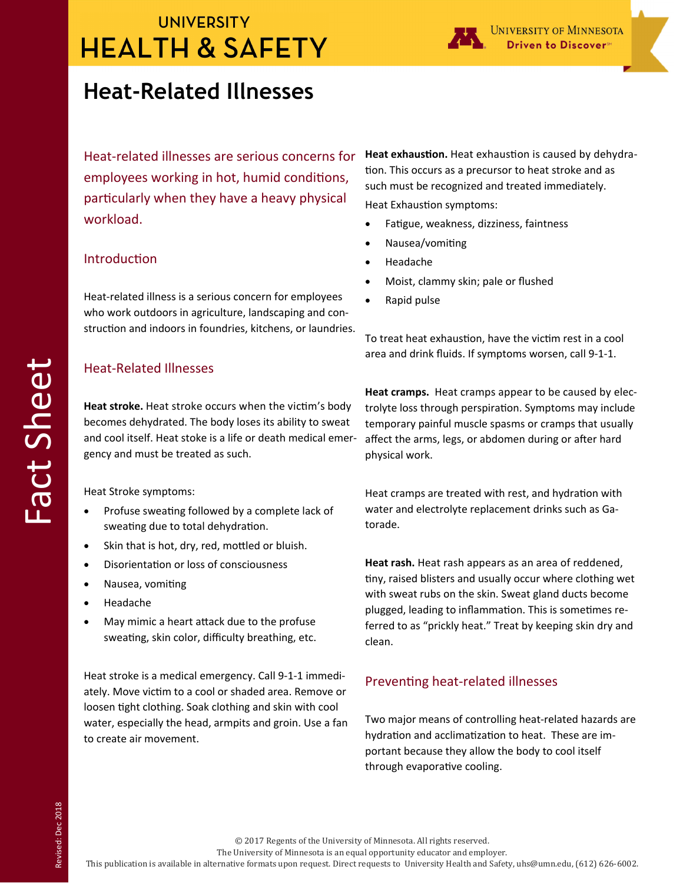# Heat-Related Illnesses

Heat-related illnesses are serious concerns for employees working in hot, humid conditions, particularly when they have a heavy physical workload.

## Introduction

Heat-related illness is a serious concern for employees who work outdoors in agriculture, landscaping and construction and indoors in foundries, kitchens, or laundries.

## Heat-Related Illnesses

**Heat stroke.** Heat stroke occurs when the victim's body becomes dehydrated. The body loses its ability to sweat and cool itself. Heat stoke is a life or death medical emergency and must be treated as such.

Heat Stroke symptoms:

- Profuse sweating followed by a complete lack of sweating due to total dehydration.
- Skin that is hot, dry, red, mottled or bluish.
- Disorientation or loss of consciousness
- Nausea, vomiting
- Headache
- May mimic a heart attack due to the profuse sweating, skin color, difficulty breathing, etc.

Heat stroke is a medical emergency. Call 9-1-1 immediately. Move victim to a cool or shaded area. Remove or loosen tight clothing. Soak clothing and skin with cool water, especially the head, armpits and groin. Use a fan to create air movement.

**Heat exhaustion.** Heat exhaustion is caused by dehydration. This occurs as a precursor to heat stroke and as such must be recognized and treated immediately.

Heat Exhaustion symptoms:

- Fatigue, weakness, dizziness, faintness
- Nausea/vomiting
- Headache
- Moist, clammy skin; pale or flushed
- Rapid pulse

To treat heat exhaustion, have the victim rest in a cool area and drink fluids. If symptoms worsen, call 9-1-1.

**Heat cramps.** Heat cramps appear to be caused by electrolyte loss through perspiration. Symptoms may include temporary painful muscle spasms or cramps that usually affect the arms, legs, or abdomen during or after hard physical work.

Heat cramps are treated with rest, and hydration with water and electrolyte replacement drinks such as Gatorade.

**Heat rash.** Heat rash appears as an area of reddened, tiny, raised blisters and usually occur where clothing wet with sweat rubs on the skin. Sweat gland ducts become plugged, leading to inflammation. This is sometimes referred to as "prickly heat." Treat by keeping skin dry and clean.

## Preventing heat-related illnesses

Two major means of controlling heat-related hazards are hydration and acclimatization to heat. These are important because they allow the body to cool itself through evaporative cooling.

© 2017 Regents of the University of Minnesota. All rights reserved.
The University of Minnesota is an equal opportunity educator and employer.
This publication is available in alternative formats upon request. Direct requests to University Health and Safety, uhs@umn.edu, (612) 626-6002.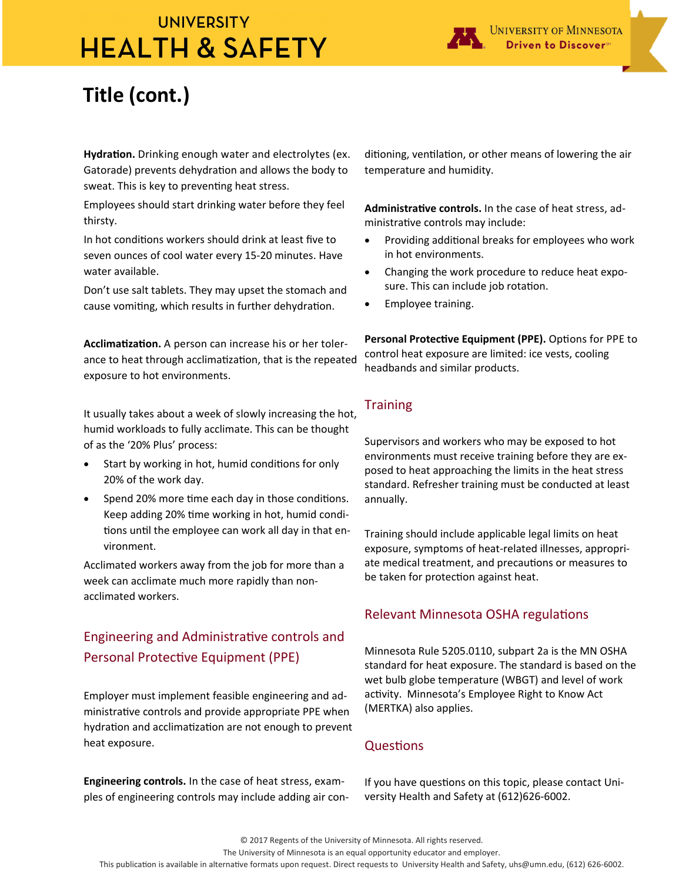# Title (cont.)

**Hydration.** Drinking enough water and electrolytes (ex. Gatorade) prevents dehydration and allows the body to sweat. This is key to preventing heat stress.

Employees should start drinking water before they feel thirsty.

In hot conditions workers should drink at least five to seven ounces of cool water every 15-20 minutes. Have water available.

Don't use salt tablets. They may upset the stomach and cause vomiting, which results in further dehydration.

**Acclimatization.** A person can increase his or her tolerance to heat through acclimatization, that is the repeated exposure to hot environments.

It usually takes about a week of slowly increasing the hot, humid workloads to fully acclimate. This can be thought of as the '20% Plus' process:

- Start by working in hot, humid conditions for only 20% of the work day.
- Spend 20% more time each day in those conditions. Keep adding 20% time working in hot, humid conditions until the employee can work all day in that environment.

Acclimated workers away from the job for more than a week can acclimate much more rapidly than non-acclimated workers.

## Engineering and Administrative controls and Personal Protective Equipment (PPE)

Employer must implement feasible engineering and administrative controls and provide appropriate PPE when hydration and acclimatization are not enough to prevent heat exposure.

**Engineering controls.** In the case of heat stress, examples of engineering controls may include adding air conditioning, ventilation, or other means of lowering the air temperature and humidity.

**Administrative controls.** In the case of heat stress, administrative controls may include:

- Providing additional breaks for employees who work in hot environments.
- Changing the work procedure to reduce heat exposure. This can include job rotation.
- Employee training.

**Personal Protective Equipment (PPE).** Options for PPE to control heat exposure are limited: ice vests, cooling headbands and similar products.

## Training

Supervisors and workers who may be exposed to hot environments must receive training before they are exposed to heat approaching the limits in the heat stress standard. Refresher training must be conducted at least annually.

Training should include applicable legal limits on heat exposure, symptoms of heat-related illnesses, appropriate medical treatment, and precautions or measures to be taken for protection against heat.

## Relevant Minnesota OSHA regulations

Minnesota Rule 5205.0110, subpart 2a is the MN OSHA standard for heat exposure. The standard is based on the wet bulb globe temperature (WBGT) and level of work activity. Minnesota's Employee Right to Know Act (MERTKA) also applies.

## Questions

If you have questions on this topic, please contact University Health and Safety at (612)626-6002.

© 2017 Regents of the University of Minnesota. All rights reserved.
The University of Minnesota is an equal opportunity educator and employer.
This publication is available in alternative formats upon request. Direct requests to University Health and Safety, uhs@umn.edu, (612) 626-6002.